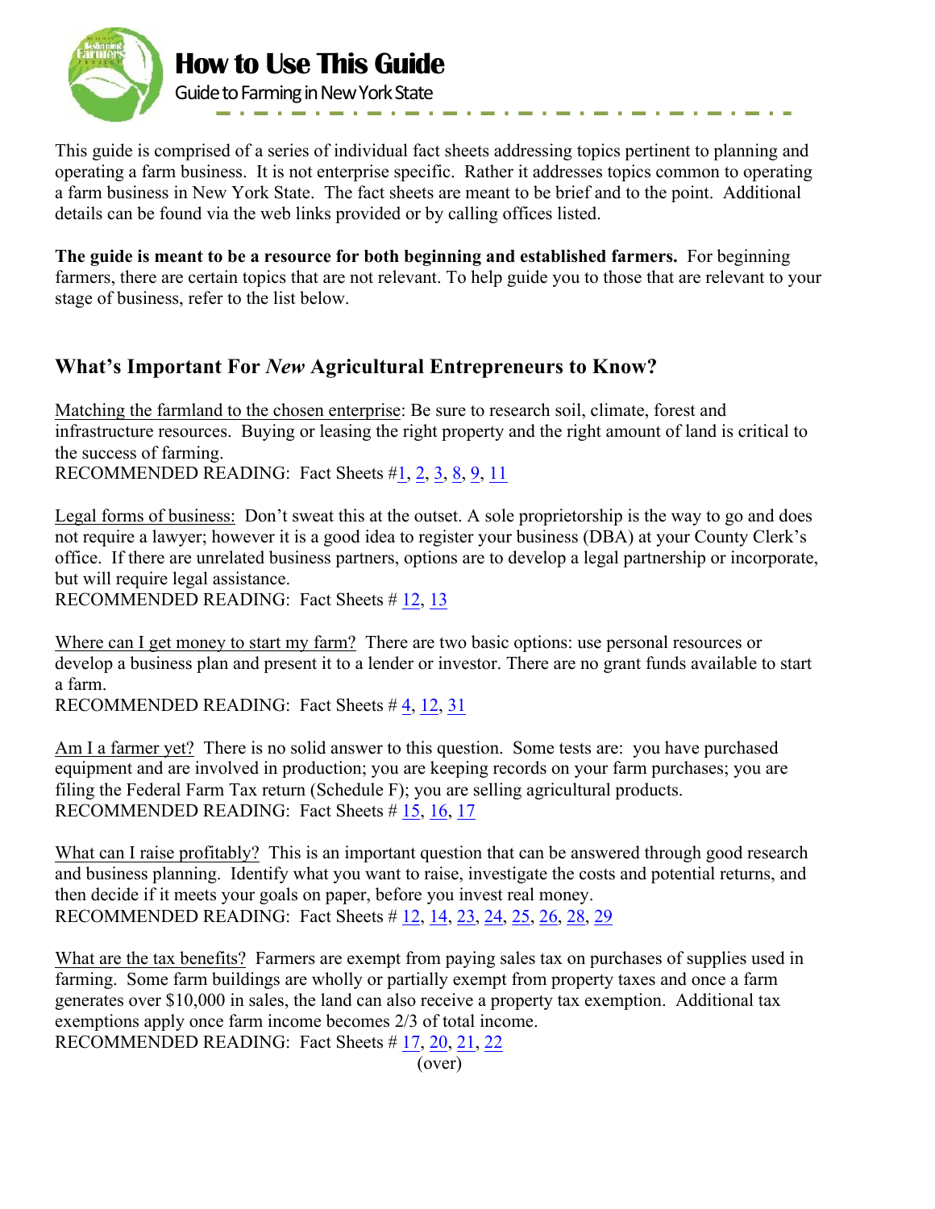# How to Use This Guide

Guide to Farming in New York State

This guide is comprised of a series of individual fact sheets addressing topics pertinent to planning and operating a farm business. It is not enterprise specific. Rather it addresses topics common to operating a farm business in New York State. The fact sheets are meant to be brief and to the point. Additional details can be found via the web links provided or by calling offices listed.

**The guide is meant to be a resource for both beginning and established farmers.** For beginning farmers, there are certain topics that are not relevant. To help guide you to those that are relevant to your stage of business, refer to the list below.

## What's Important For *New* Agricultural Entrepreneurs to Know?

Matching the farmland to the chosen enterprise: Be sure to research soil, climate, forest and infrastructure resources. Buying or leasing the right property and the right amount of land is critical to the success of farming.
RECOMMENDED READING: Fact Sheets #1, 2, 3, 8, 9, 11

Legal forms of business: Don't sweat this at the outset. A sole proprietorship is the way to go and does not require a lawyer; however it is a good idea to register your business (DBA) at your County Clerk's office. If there are unrelated business partners, options are to develop a legal partnership or incorporate, but will require legal assistance.
RECOMMENDED READING: Fact Sheets # 12, 13

Where can I get money to start my farm? There are two basic options: use personal resources or develop a business plan and present it to a lender or investor. There are no grant funds available to start a farm.
RECOMMENDED READING: Fact Sheets # 4, 12, 31

Am I a farmer yet? There is no solid answer to this question. Some tests are: you have purchased equipment and are involved in production; you are keeping records on your farm purchases; you are filing the Federal Farm Tax return (Schedule F); you are selling agricultural products.
RECOMMENDED READING: Fact Sheets # 15, 16, 17

What can I raise profitably? This is an important question that can be answered through good research and business planning. Identify what you want to raise, investigate the costs and potential returns, and then decide if it meets your goals on paper, before you invest real money.
RECOMMENDED READING: Fact Sheets # 12, 14, 23, 24, 25, 26, 28, 29

What are the tax benefits? Farmers are exempt from paying sales tax on purchases of supplies used in farming. Some farm buildings are wholly or partially exempt from property taxes and once a farm generates over $10,000 in sales, the land can also receive a property tax exemption. Additional tax exemptions apply once farm income becomes 2/3 of total income.
RECOMMENDED READING: Fact Sheets # 17, 20, 21, 22

(over)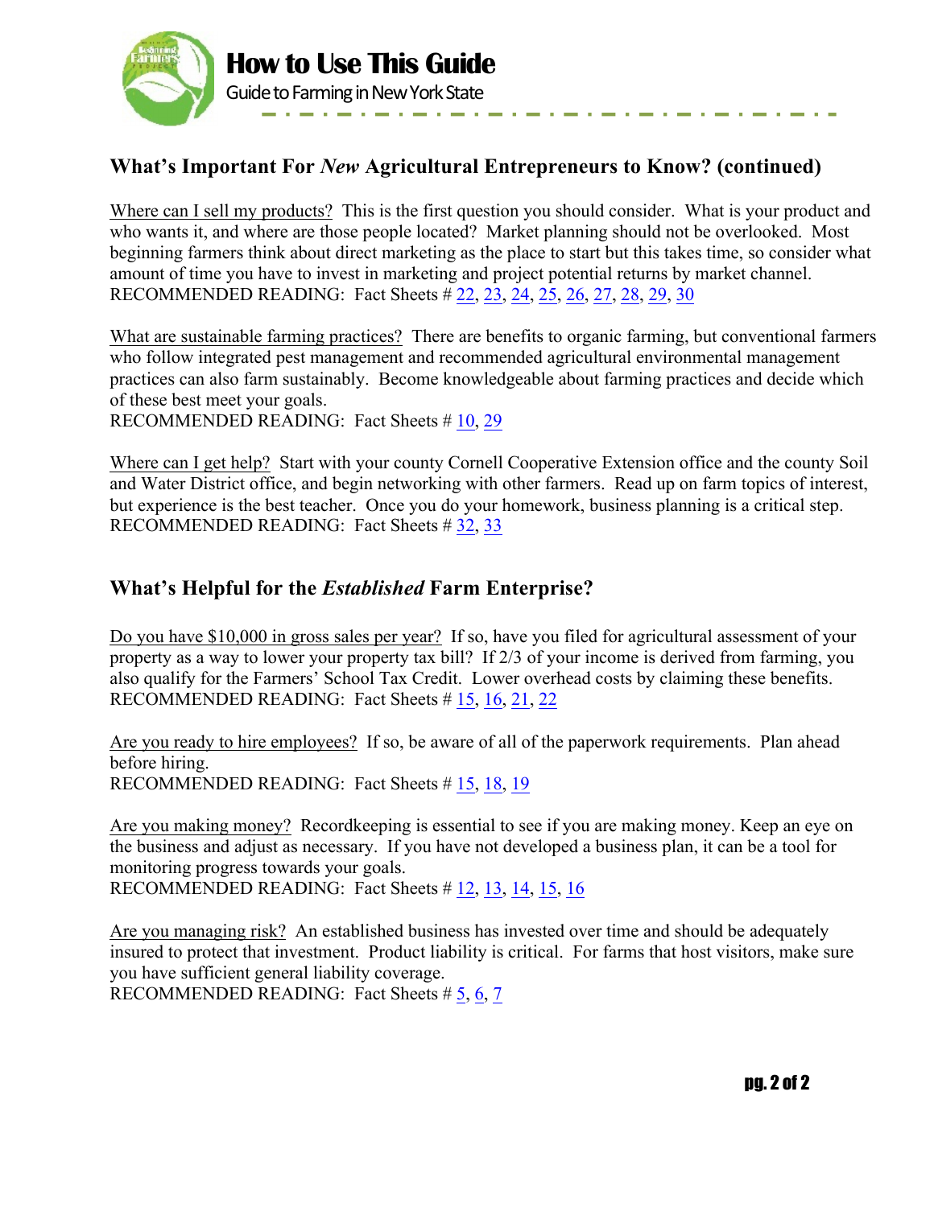# How to Use This Guide

Guide to Farming in New York State

## What's Important For *New* Agricultural Entrepreneurs to Know? (continued)

Where can I sell my products? This is the first question you should consider. What is your product and who wants it, and where are those people located? Market planning should not be overlooked. Most beginning farmers think about direct marketing as the place to start but this takes time, so consider what amount of time you have to invest in marketing and project potential returns by market channel.
RECOMMENDED READING: Fact Sheets # 22, 23, 24, 25, 26, 27, 28, 29, 30

What are sustainable farming practices? There are benefits to organic farming, but conventional farmers who follow integrated pest management and recommended agricultural environmental management practices can also farm sustainably. Become knowledgeable about farming practices and decide which of these best meet your goals.
RECOMMENDED READING: Fact Sheets # 10, 29

Where can I get help? Start with your county Cornell Cooperative Extension office and the county Soil and Water District office, and begin networking with other farmers. Read up on farm topics of interest, but experience is the best teacher. Once you do your homework, business planning is a critical step.
RECOMMENDED READING: Fact Sheets # 32, 33

## What's Helpful for the *Established* Farm Enterprise?

Do you have $10,000 in gross sales per year? If so, have you filed for agricultural assessment of your property as a way to lower your property tax bill? If 2/3 of your income is derived from farming, you also qualify for the Farmers' School Tax Credit. Lower overhead costs by claiming these benefits.
RECOMMENDED READING: Fact Sheets # 15, 16, 21, 22

Are you ready to hire employees? If so, be aware of all of the paperwork requirements. Plan ahead before hiring.
RECOMMENDED READING: Fact Sheets # 15, 18, 19

Are you making money? Recordkeeping is essential to see if you are making money. Keep an eye on the business and adjust as necessary. If you have not developed a business plan, it can be a tool for monitoring progress towards your goals.
RECOMMENDED READING: Fact Sheets # 12, 13, 14, 15, 16

Are you managing risk? An established business has invested over time and should be adequately insured to protect that investment. Product liability is critical. For farms that host visitors, make sure you have sufficient general liability coverage.
RECOMMENDED READING: Fact Sheets # 5, 6, 7